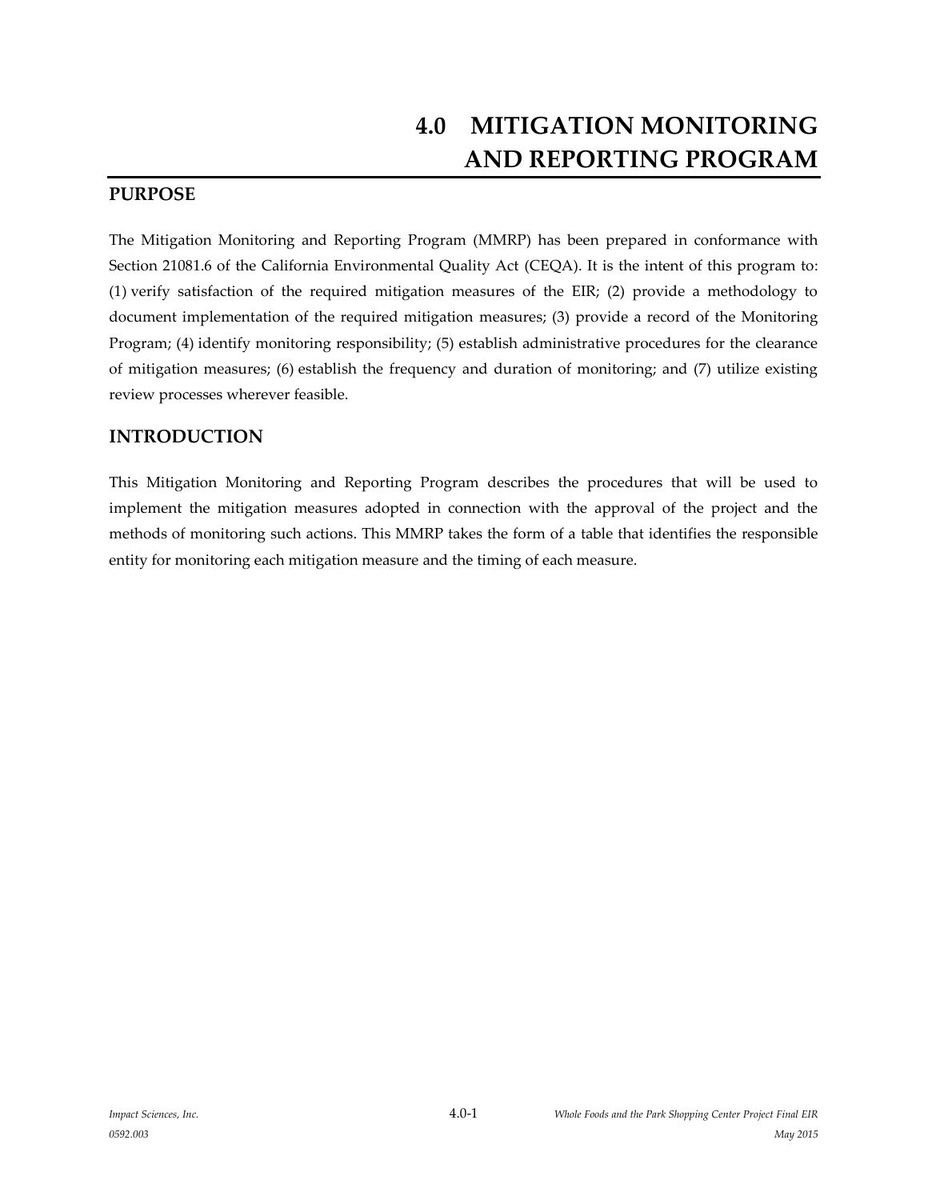# 4.0 MITIGATION MONITORING AND REPORTING PROGRAM

## PURPOSE

The Mitigation Monitoring and Reporting Program (MMRP) has been prepared in conformance with Section 21081.6 of the California Environmental Quality Act (CEQA). It is the intent of this program to: (1) verify satisfaction of the required mitigation measures of the EIR; (2) provide a methodology to document implementation of the required mitigation measures; (3) provide a record of the Monitoring Program; (4) identify monitoring responsibility; (5) establish administrative procedures for the clearance of mitigation measures; (6) establish the frequency and duration of monitoring; and (7) utilize existing review processes wherever feasible.

## INTRODUCTION

This Mitigation Monitoring and Reporting Program describes the procedures that will be used to implement the mitigation measures adopted in connection with the approval of the project and the methods of monitoring such actions. This MMRP takes the form of a table that identifies the responsible entity for monitoring each mitigation measure and the timing of each measure.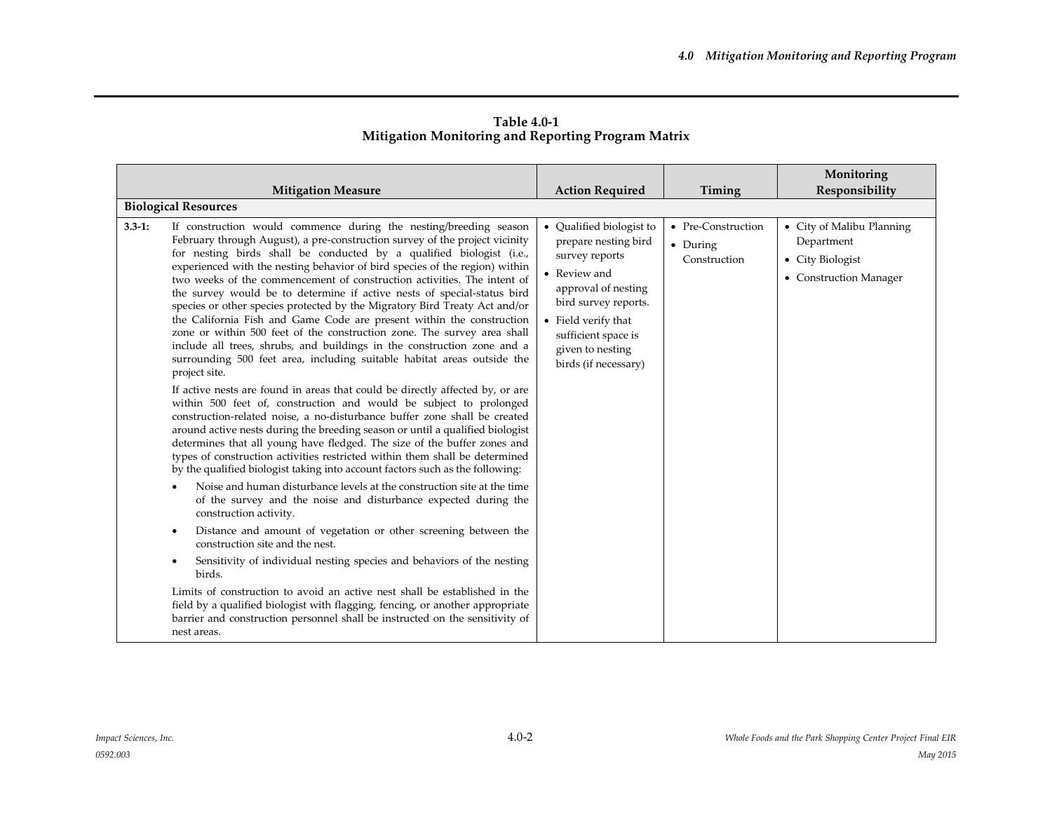**Table 4.0-1**
**Mitigation Monitoring and Reporting Program Matrix**

| Mitigation Measure | Action Required | Timing | Monitoring Responsibility |
|---|---|---|---|
| **Biological Resources** | | | |
| **3.3-1:** If construction would commence during the nesting/breeding season February through August), a pre-construction survey of the project vicinity for nesting birds shall be conducted by a qualified biologist (i.e., experienced with the nesting behavior of bird species of the region) within two weeks of the commencement of construction activities. The intent of the survey would be to determine if active nests of special-status bird species or other species protected by the Migratory Bird Treaty Act and/or the California Fish and Game Code are present within the construction zone or within 500 feet of the construction zone. The survey area shall include all trees, shrubs, and buildings in the construction zone and a surrounding 500 feet area, including suitable habitat areas outside the project site.<br><br>If active nests are found in areas that could be directly affected by, or are within 500 feet of, construction and would be subject to prolonged construction-related noise, a no-disturbance buffer zone shall be created around active nests during the breeding season or until a qualified biologist determines that all young have fledged. The size of the buffer zones and types of construction activities restricted within them shall be determined by the qualified biologist taking into account factors such as the following:<br>• Noise and human disturbance levels at the construction site at the time of the survey and the noise and disturbance expected during the construction activity.<br>• Distance and amount of vegetation or other screening between the construction site and the nest.<br>• Sensitivity of individual nesting species and behaviors of the nesting birds.<br><br>Limits of construction to avoid an active nest shall be established in the field by a qualified biologist with flagging, fencing, or another appropriate barrier and construction personnel shall be instructed on the sensitivity of nest areas. | • Qualified biologist to prepare nesting bird survey reports<br>• Review and approval of nesting bird survey reports.<br>• Field verify that sufficient space is given to nesting birds (if necessary) | • Pre-Construction<br>• During Construction | • City of Malibu Planning Department<br>• City Biologist<br>• Construction Manager |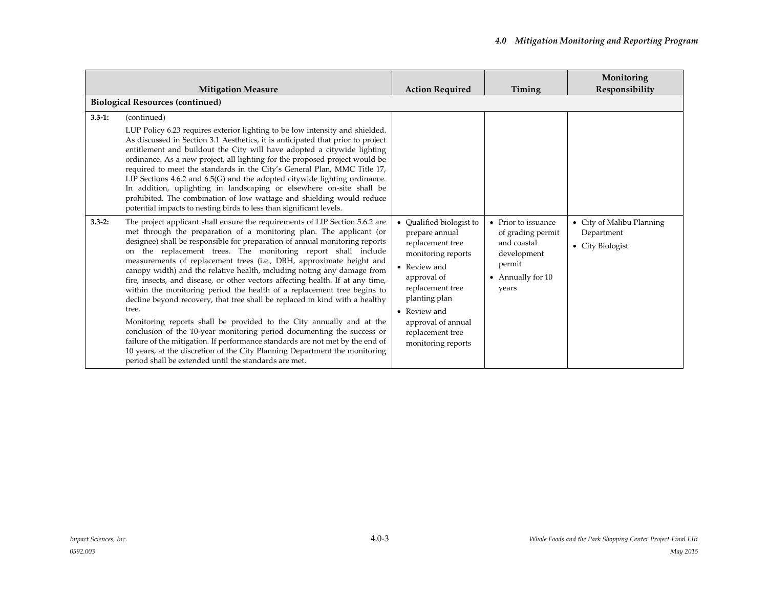| Mitigation Measure | Action Required | Timing | Monitoring Responsibility |
|---|---|---|---|
| **Biological Resources (continued)** | | | |
| **3.3-1:** (continued)<br><br>LUP Policy 6.23 requires exterior lighting to be low intensity and shielded. As discussed in Section 3.1 Aesthetics, it is anticipated that prior to project entitlement and buildout the City will have adopted a citywide lighting ordinance. As a new project, all lighting for the proposed project would be required to meet the standards in the City's General Plan, MMC Title 17, LIP Sections 4.6.2 and 6.5(G) and the adopted citywide lighting ordinance. In addition, uplighting in landscaping or elsewhere on-site shall be prohibited. The combination of low wattage and shielding would reduce potential impacts to nesting birds to less than significant levels. | | | |
| **3.3-2:** The project applicant shall ensure the requirements of LIP Section 5.6.2 are met through the preparation of a monitoring plan. The applicant (or designee) shall be responsible for preparation of annual monitoring reports on the replacement trees. The monitoring report shall include measurements of replacement trees (i.e., DBH, approximate height and canopy width) and the relative health, including noting any damage from fire, insects, and disease, or other vectors affecting health. If at any time, within the monitoring period the health of a replacement tree begins to decline beyond recovery, that tree shall be replaced in kind with a healthy tree.<br><br>Monitoring reports shall be provided to the City annually and at the conclusion of the 10-year monitoring period documenting the success or failure of the mitigation. If performance standards are not met by the end of 10 years, at the discretion of the City Planning Department the monitoring period shall be extended until the standards are met. | • Qualified biologist to prepare annual replacement tree monitoring reports<br>• Review and approval of replacement tree planting plan<br>• Review and approval of annual replacement tree monitoring reports | • Prior to issuance of grading permit and coastal development permit<br>• Annually for 10 years | • City of Malibu Planning Department<br>• City Biologist |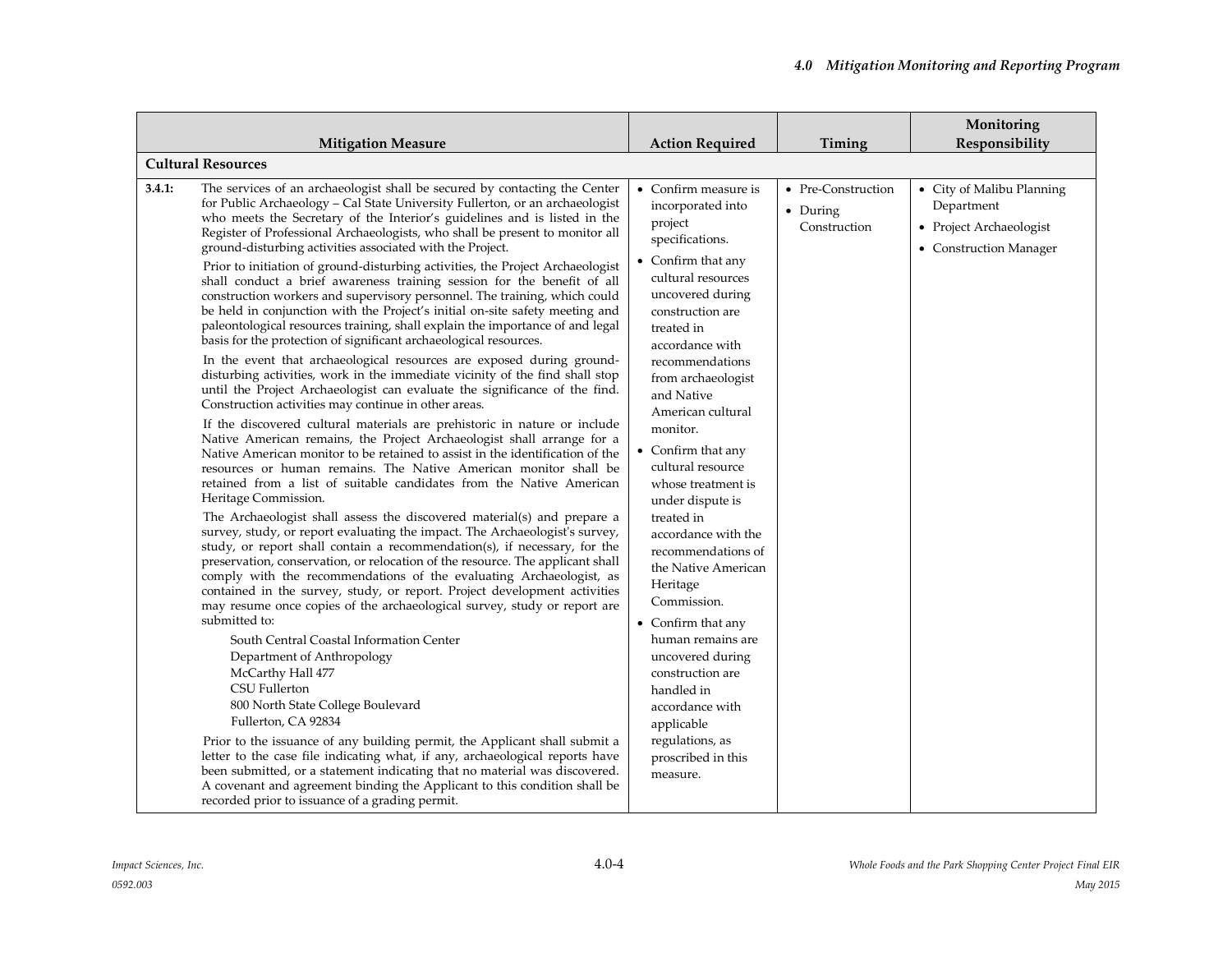| Mitigation Measure | Action Required | Timing | Monitoring Responsibility |
|---|---|---|---|
| **Cultural Resources** | | | |
| **3.4.1:** The services of an archaeologist shall be secured by contacting the Center for Public Archaeology – Cal State University Fullerton, or an archaeologist who meets the Secretary of the Interior's guidelines and is listed in the Register of Professional Archaeologists, who shall be present to monitor all ground-disturbing activities associated with the Project.<br><br>Prior to initiation of ground-disturbing activities, the Project Archaeologist shall conduct a brief awareness training session for the benefit of all construction workers and supervisory personnel. The training, which could be held in conjunction with the Project's initial on-site safety meeting and paleontological resources training, shall explain the importance of and legal basis for the protection of significant archaeological resources.<br><br>In the event that archaeological resources are exposed during ground-disturbing activities, work in the immediate vicinity of the find shall stop until the Project Archaeologist can evaluate the significance of the find. Construction activities may continue in other areas.<br><br>If the discovered cultural materials are prehistoric in nature or include Native American remains, the Project Archaeologist shall arrange for a Native American monitor to be retained to assist in the identification of the resources or human remains. The Native American monitor shall be retained from a list of suitable candidates from the Native American Heritage Commission.<br><br>The Archaeologist shall assess the discovered material(s) and prepare a survey, study, or report evaluating the impact. The Archaeologist's survey, study, or report shall contain a recommendation(s), if necessary, for the preservation, conservation, or relocation of the resource. The applicant shall comply with the recommendations of the evaluating Archaeologist, as contained in the survey, study, or report. Project development activities may resume once copies of the archaeological survey, study or report are submitted to:<br><br>South Central Coastal Information Center<br>Department of Anthropology<br>McCarthy Hall 477<br>CSU Fullerton<br>800 North State College Boulevard<br>Fullerton, CA 92834<br><br>Prior to the issuance of any building permit, the Applicant shall submit a letter to the case file indicating what, if any, archaeological reports have been submitted, or a statement indicating that no material was discovered. A covenant and agreement binding the Applicant to this condition shall be recorded prior to issuance of a grading permit. | • Confirm measure is incorporated into project specifications.<br>• Confirm that any cultural resources uncovered during construction are treated in accordance with recommendations from archaeologist and Native American cultural monitor.<br>• Confirm that any cultural resource whose treatment is under dispute is treated in accordance with the recommendations of the Native American Heritage Commission.<br>• Confirm that any human remains are uncovered during construction are handled in accordance with applicable regulations, as proscribed in this measure. | • Pre-Construction<br>• During Construction | • City of Malibu Planning Department<br>• Project Archaeologist<br>• Construction Manager |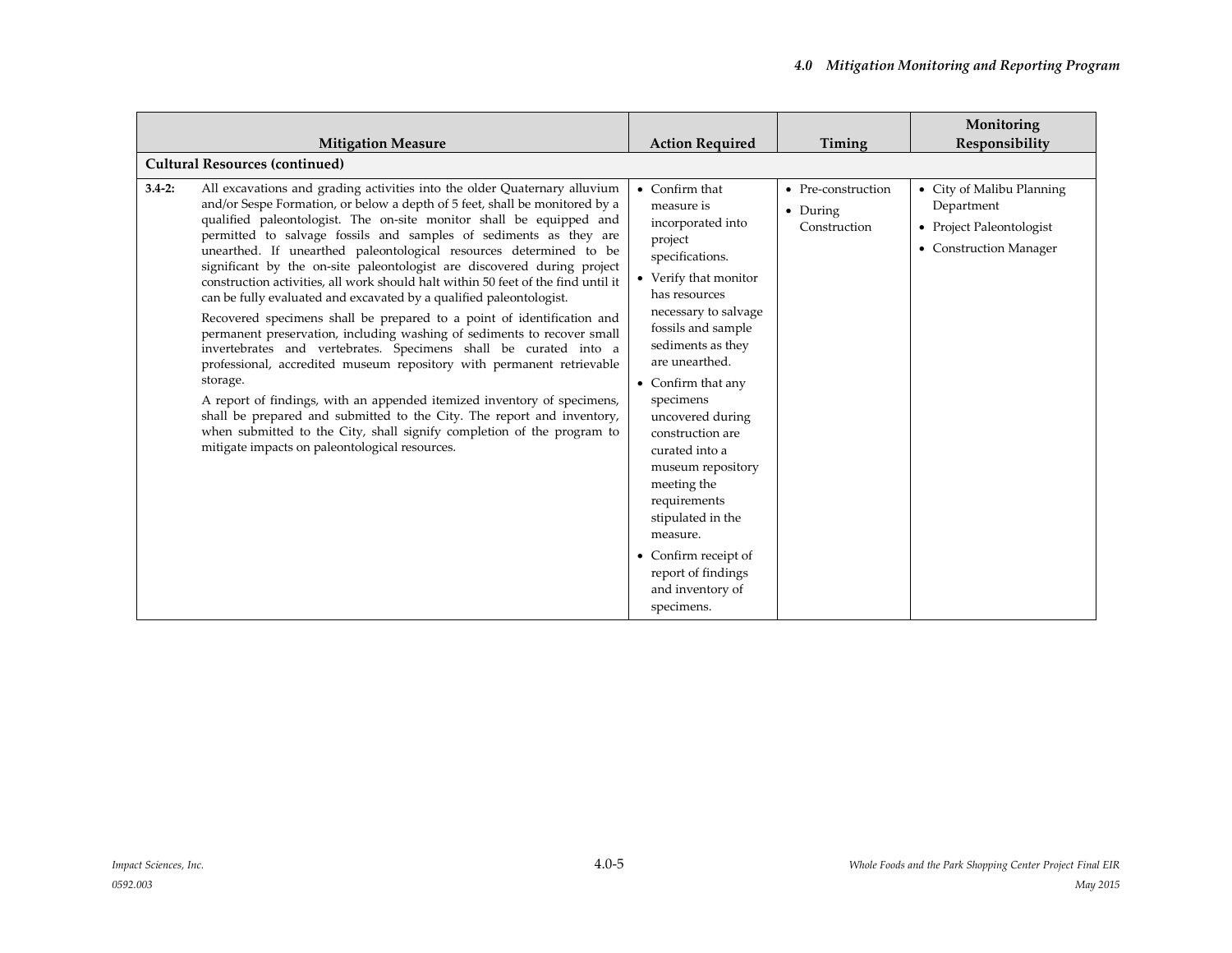| Mitigation Measure | | Action Required | Timing | Monitoring Responsibility |
|---|---|---|---|---|
| **Cultural Resources (continued)** | | | | |
| **3.4-2:** | All excavations and grading activities into the older Quaternary alluvium and/or Sespe Formation, or below a depth of 5 feet, shall be monitored by a qualified paleontologist. The on-site monitor shall be equipped and permitted to salvage fossils and samples of sediments as they are unearthed. If unearthed paleontological resources determined to be significant by the on-site paleontologist are discovered during project construction activities, all work should halt within 50 feet of the find until it can be fully evaluated and excavated by a qualified paleontologist.<br><br>Recovered specimens shall be prepared to a point of identification and permanent preservation, including washing of sediments to recover small invertebrates and vertebrates. Specimens shall be curated into a professional, accredited museum repository with permanent retrievable storage.<br><br>A report of findings, with an appended itemized inventory of specimens, shall be prepared and submitted to the City. The report and inventory, when submitted to the City, shall signify completion of the program to mitigate impacts on paleontological resources. | • Confirm that measure is incorporated into project specifications.<br>• Verify that monitor has resources necessary to salvage fossils and sample sediments as they are unearthed.<br>• Confirm that any specimens uncovered during construction are curated into a museum repository meeting the requirements stipulated in the measure.<br>• Confirm receipt of report of findings and inventory of specimens. | • Pre-construction<br>• During Construction | • City of Malibu Planning Department<br>• Project Paleontologist<br>• Construction Manager |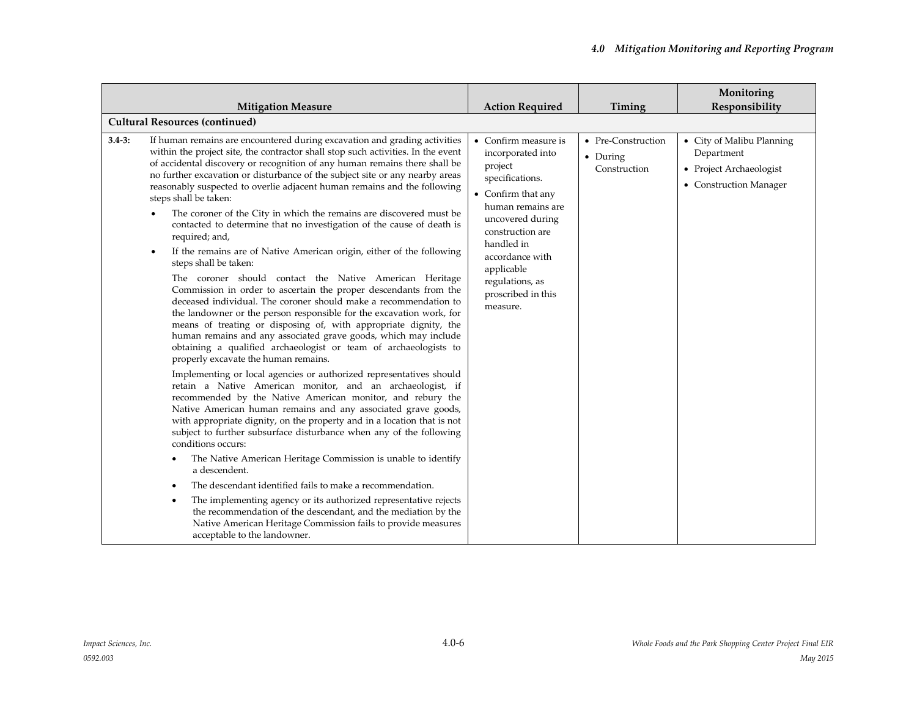| Mitigation Measure | | Action Required | Timing | Monitoring Responsibility |
|---|---|---|---|---|
| **Cultural Resources (continued)** | | | | |
| **3.4-3:** | If human remains are encountered during excavation and grading activities within the project site, the contractor shall stop such activities. In the event of accidental discovery or recognition of any human remains there shall be no further excavation or disturbance of the subject site or any nearby areas reasonably suspected to overlie adjacent human remains and the following steps shall be taken:<br>• The coroner of the City in which the remains are discovered must be contacted to determine that no investigation of the cause of death is required; and,<br>• If the remains are of Native American origin, either of the following steps shall be taken:<br>The coroner should contact the Native American Heritage Commission in order to ascertain the proper descendants from the deceased individual. The coroner should make a recommendation to the landowner or the person responsible for the excavation work, for means of treating or disposing of, with appropriate dignity, the human remains and any associated grave goods, which may include obtaining a qualified archaeologist or team of archaeologists to properly excavate the human remains.<br>Implementing or local agencies or authorized representatives should retain a Native American monitor, and an archaeologist, if recommended by the Native American monitor, and rebury the Native American human remains and any associated grave goods, with appropriate dignity, on the property and in a location that is not subject to further subsurface disturbance when any of the following conditions occurs:<br>• The Native American Heritage Commission is unable to identify a descendent.<br>• The descendant identified fails to make a recommendation.<br>• The implementing agency or its authorized representative rejects the recommendation of the descendant, and the mediation by the Native American Heritage Commission fails to provide measures acceptable to the landowner. | • Confirm measure is incorporated into project specifications.<br>• Confirm that any human remains are uncovered during construction are handled in accordance with applicable regulations, as proscribed in this measure. | • Pre-Construction<br>• During Construction | • City of Malibu Planning Department<br>• Project Archaeologist<br>• Construction Manager |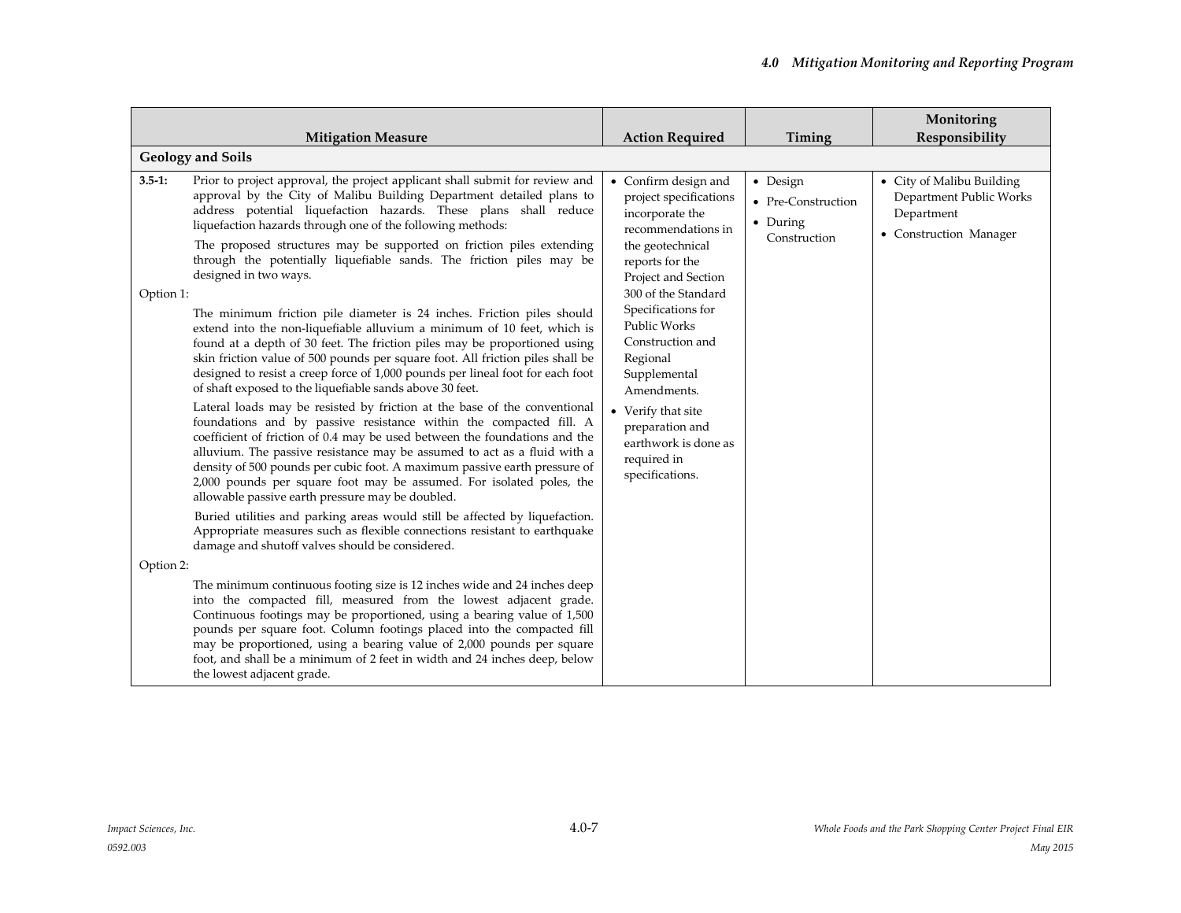| Mitigation Measure | Action Required | Timing | Monitoring Responsibility |
|---|---|---|---|
| **Geology and Soils** | | | |
| **3.5-1:** Prior to project approval, the project applicant shall submit for review and approval by the City of Malibu Building Department detailed plans to address potential liquefaction hazards. These plans shall reduce liquefaction hazards through one of the following methods:<br><br>The proposed structures may be supported on friction piles extending through the potentially liquefiable sands. The friction piles may be designed in two ways.<br><br>Option 1:<br><br>The minimum friction pile diameter is 24 inches. Friction piles should extend into the non-liquefiable alluvium a minimum of 10 feet, which is found at a depth of 30 feet. The friction piles may be proportioned using skin friction value of 500 pounds per square foot. All friction piles shall be designed to resist a creep force of 1,000 pounds per lineal foot for each foot of shaft exposed to the liquefiable sands above 30 feet.<br><br>Lateral loads may be resisted by friction at the base of the conventional foundations and by passive resistance within the compacted fill. A coefficient of friction of 0.4 may be used between the foundations and the alluvium. The passive resistance may be assumed to act as a fluid with a density of 500 pounds per cubic foot. A maximum passive earth pressure of 2,000 pounds per square foot may be assumed. For isolated poles, the allowable passive earth pressure may be doubled.<br><br>Buried utilities and parking areas would still be affected by liquefaction. Appropriate measures such as flexible connections resistant to earthquake damage and shutoff valves should be considered.<br><br>Option 2:<br><br>The minimum continuous footing size is 12 inches wide and 24 inches deep into the compacted fill, measured from the lowest adjacent grade. Continuous footings may be proportioned, using a bearing value of 1,500 pounds per square foot. Column footings placed into the compacted fill may be proportioned, using a bearing value of 2,000 pounds per square foot, and shall be a minimum of 2 feet in width and 24 inches deep, below the lowest adjacent grade. | • Confirm design and project specifications incorporate the recommendations in the geotechnical reports for the Project and Section 300 of the Standard Specifications for Public Works Construction and Regional Supplemental Amendments.<br>• Verify that site preparation and earthwork is done as required in specifications. | • Design<br>• Pre-Construction<br>• During Construction | • City of Malibu Building Department Public Works Department<br>• Construction Manager |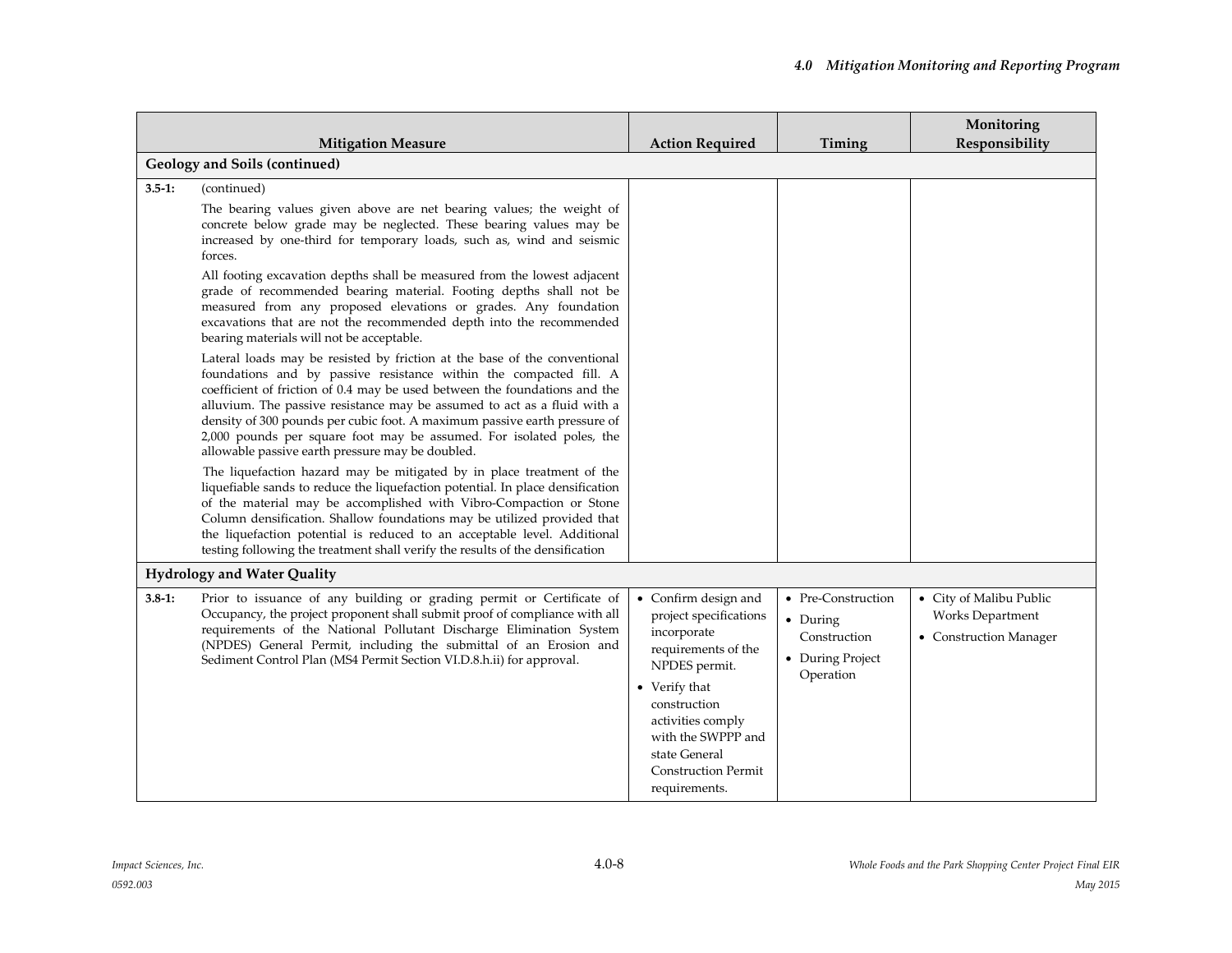| Mitigation Measure | Action Required | Timing | Monitoring Responsibility |
|---|---|---|---|
| **Geology and Soils (continued)** | | | |
| **3.5-1:** (continued)<br><br>The bearing values given above are net bearing values; the weight of concrete below grade may be neglected. These bearing values may be increased by one-third for temporary loads, such as, wind and seismic forces.<br><br>All footing excavation depths shall be measured from the lowest adjacent grade of recommended bearing material. Footing depths shall not be measured from any proposed elevations or grades. Any foundation excavations that are not the recommended depth into the recommended bearing materials will not be acceptable.<br><br>Lateral loads may be resisted by friction at the base of the conventional foundations and by passive resistance within the compacted fill. A coefficient of friction of 0.4 may be used between the foundations and the alluvium. The passive resistance may be assumed to act as a fluid with a density of 300 pounds per cubic foot. A maximum passive earth pressure of 2,000 pounds per square foot may be assumed. For isolated poles, the allowable passive earth pressure may be doubled.<br><br>The liquefaction hazard may be mitigated by in place treatment of the liquefiable sands to reduce the liquefaction potential. In place densification of the material may be accomplished with Vibro-Compaction or Stone Column densification. Shallow foundations may be utilized provided that the liquefaction potential is reduced to an acceptable level. Additional testing following the treatment shall verify the results of the densification | | | |
| **Hydrology and Water Quality** | | | |
| **3.8-1:** Prior to issuance of any building or grading permit or Certificate of Occupancy, the project proponent shall submit proof of compliance with all requirements of the National Pollutant Discharge Elimination System (NPDES) General Permit, including the submittal of an Erosion and Sediment Control Plan (MS4 Permit Section VI.D.8.h.ii) for approval. | • Confirm design and project specifications incorporate requirements of the NPDES permit.<br>• Verify that construction activities comply with the SWPPP and state General Construction Permit requirements. | • Pre-Construction<br>• During Construction<br>• During Project Operation | • City of Malibu Public Works Department<br>• Construction Manager |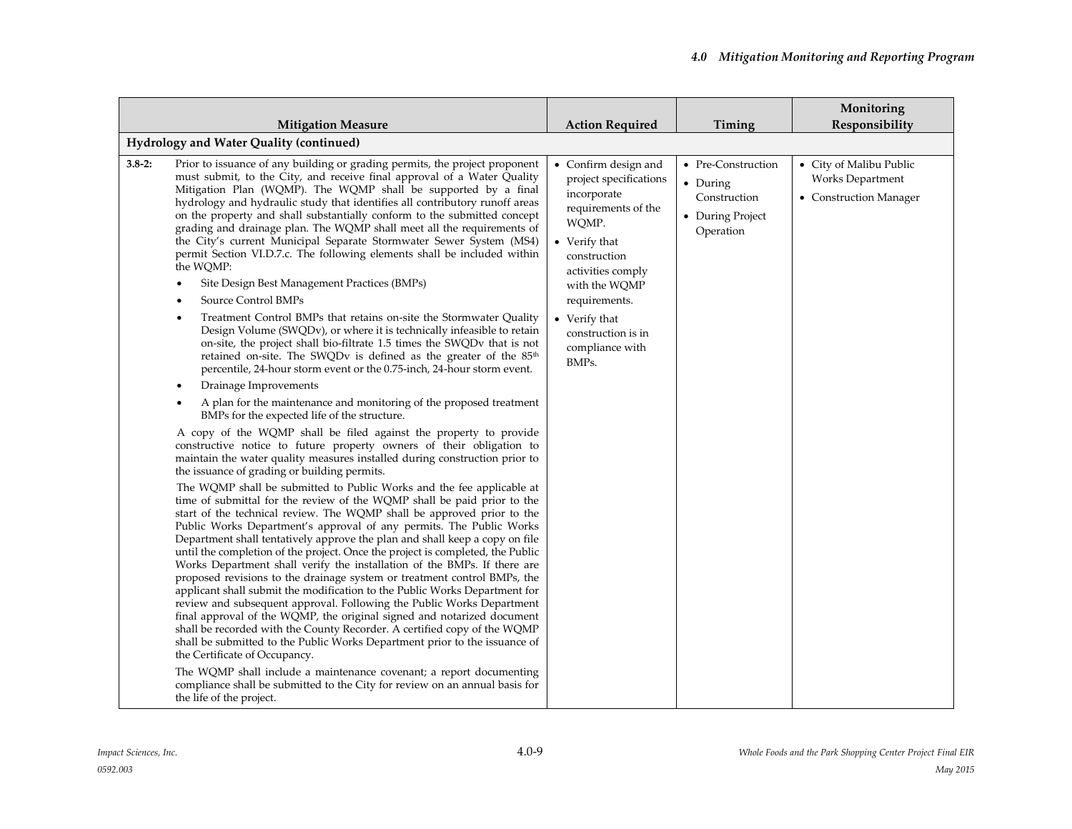| | Mitigation Measure | Action Required | Timing | Monitoring Responsibility |
|---|---|---|---|---|
| **Hydrology and Water Quality (continued)** | | | | |
| **3.8-2:** | Prior to issuance of any building or grading permits, the project proponent must submit, to the City, and receive final approval of a Water Quality Mitigation Plan (WQMP). The WQMP shall be supported by a final hydrology and hydraulic study that identifies all contributory runoff areas on the property and shall substantially conform to the submitted concept grading and drainage plan. The WQMP shall meet all the requirements of the City's current Municipal Separate Stormwater Sewer System (MS4) permit Section VI.D.7.c. The following elements shall be included within the WQMP:<br>• Site Design Best Management Practices (BMPs)<br>• Source Control BMPs<br>• Treatment Control BMPs that retains on-site the Stormwater Quality Design Volume (SWQDv), or where it is technically infeasible to retain on-site, the project shall bio-filtrate 1.5 times the SWQDv that is not retained on-site. The SWQDv is defined as the greater of the 85th percentile, 24-hour storm event or the 0.75-inch, 24-hour storm event.<br>• Drainage Improvements<br>• A plan for the maintenance and monitoring of the proposed treatment BMPs for the expected life of the structure.<br>A copy of the WQMP shall be filed against the property to provide constructive notice to future property owners of their obligation to maintain the water quality measures installed during construction prior to the issuance of grading or building permits.<br>The WQMP shall be submitted to Public Works and the fee applicable at time of submittal for the review of the WQMP shall be paid prior to the start of the technical review. The WQMP shall be approved prior to the Public Works Department's approval of any permits. The Public Works Department shall tentatively approve the plan and shall keep a copy on file until the completion of the project. Once the project is completed, the Public Works Department shall verify the installation of the BMPs. If there are proposed revisions to the drainage system or treatment control BMPs, the applicant shall submit the modification to the Public Works Department for review and subsequent approval. Following the Public Works Department final approval of the WQMP, the original signed and notarized document shall be recorded with the County Recorder. A certified copy of the WQMP shall be submitted to the Public Works Department prior to the issuance of the Certificate of Occupancy.<br>The WQMP shall include a maintenance covenant; a report documenting compliance shall be submitted to the City for review on an annual basis for the life of the project. | • Confirm design and project specifications incorporate requirements of the WQMP.<br>• Verify that construction activities comply with the WQMP requirements.<br>• Verify that construction is in compliance with BMPs. | • Pre-Construction<br>• During Construction<br>• During Project Operation | • City of Malibu Public Works Department<br>• Construction Manager |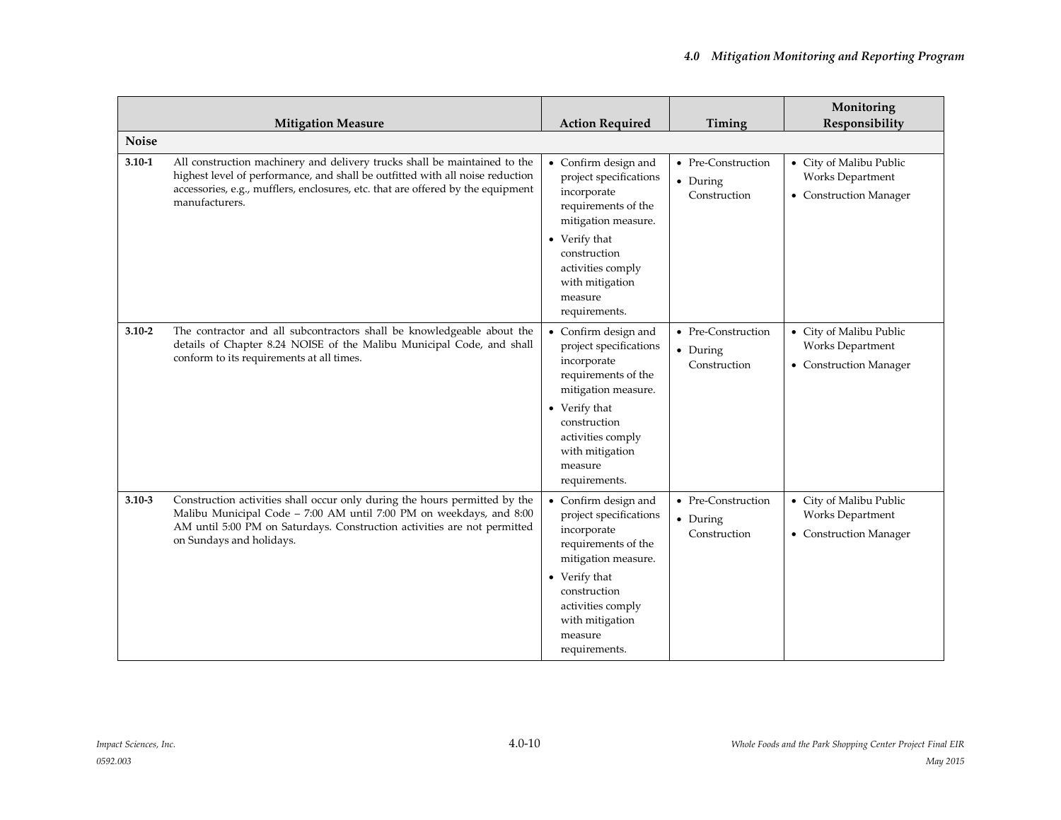| | Mitigation Measure | Action Required | Timing | Monitoring Responsibility |
|---|---|---|---|---|
| **Noise** | | | | |
| **3.10-1** | All construction machinery and delivery trucks shall be maintained to the highest level of performance, and shall be outfitted with all noise reduction accessories, e.g., mufflers, enclosures, etc. that are offered by the equipment manufacturers. | • Confirm design and project specifications incorporate requirements of the mitigation measure. • Verify that construction activities comply with mitigation measure requirements. | • Pre-Construction • During Construction | • City of Malibu Public Works Department • Construction Manager |
| **3.10-2** | The contractor and all subcontractors shall be knowledgeable about the details of Chapter 8.24 NOISE of the Malibu Municipal Code, and shall conform to its requirements at all times. | • Confirm design and project specifications incorporate requirements of the mitigation measure. • Verify that construction activities comply with mitigation measure requirements. | • Pre-Construction • During Construction | • City of Malibu Public Works Department • Construction Manager |
| **3.10-3** | Construction activities shall occur only during the hours permitted by the Malibu Municipal Code – 7:00 AM until 7:00 PM on weekdays, and 8:00 AM until 5:00 PM on Saturdays. Construction activities are not permitted on Sundays and holidays. | • Confirm design and project specifications incorporate requirements of the mitigation measure. • Verify that construction activities comply with mitigation measure requirements. | • Pre-Construction • During Construction | • City of Malibu Public Works Department • Construction Manager |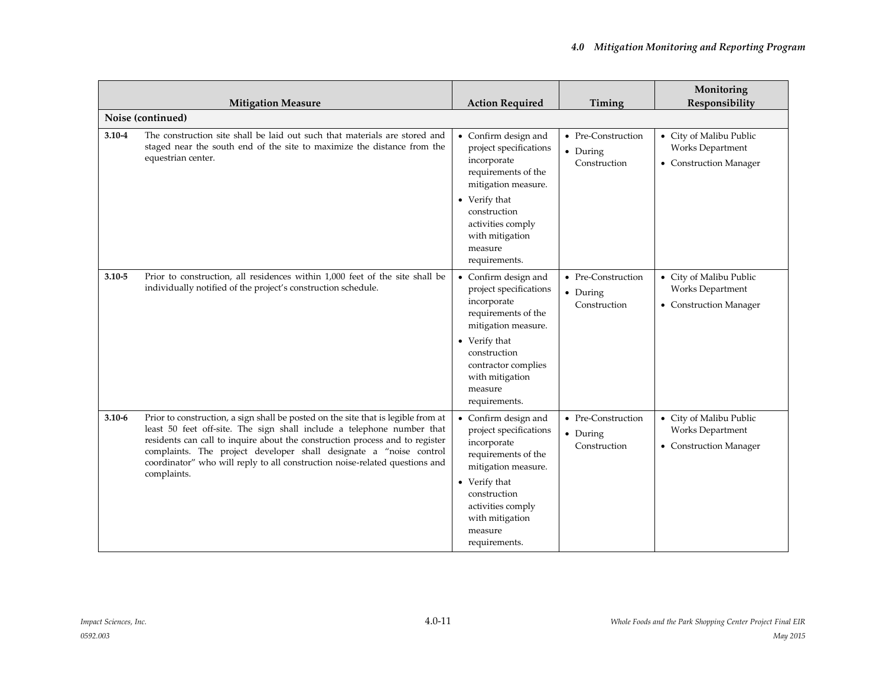| Mitigation Measure | | Action Required | Timing | Monitoring Responsibility |
|---|---|---|---|---|
| **Noise (continued)** | | | | |
| **3.10-4** | The construction site shall be laid out such that materials are stored and staged near the south end of the site to maximize the distance from the equestrian center. | • Confirm design and project specifications incorporate requirements of the mitigation measure.<br>• Verify that construction activities comply with mitigation measure requirements. | • Pre-Construction<br>• During Construction | • City of Malibu Public Works Department<br>• Construction Manager |
| **3.10-5** | Prior to construction, all residences within 1,000 feet of the site shall be individually notified of the project's construction schedule. | • Confirm design and project specifications incorporate requirements of the mitigation measure.<br>• Verify that construction contractor complies with mitigation measure requirements. | • Pre-Construction<br>• During Construction | • City of Malibu Public Works Department<br>• Construction Manager |
| **3.10-6** | Prior to construction, a sign shall be posted on the site that is legible from at least 50 feet off-site. The sign shall include a telephone number that residents can call to inquire about the construction process and to register complaints. The project developer shall designate a "noise control coordinator" who will reply to all construction noise-related questions and complaints. | • Confirm design and project specifications incorporate requirements of the mitigation measure.<br>• Verify that construction activities comply with mitigation measure requirements. | • Pre-Construction<br>• During Construction | • City of Malibu Public Works Department<br>• Construction Manager |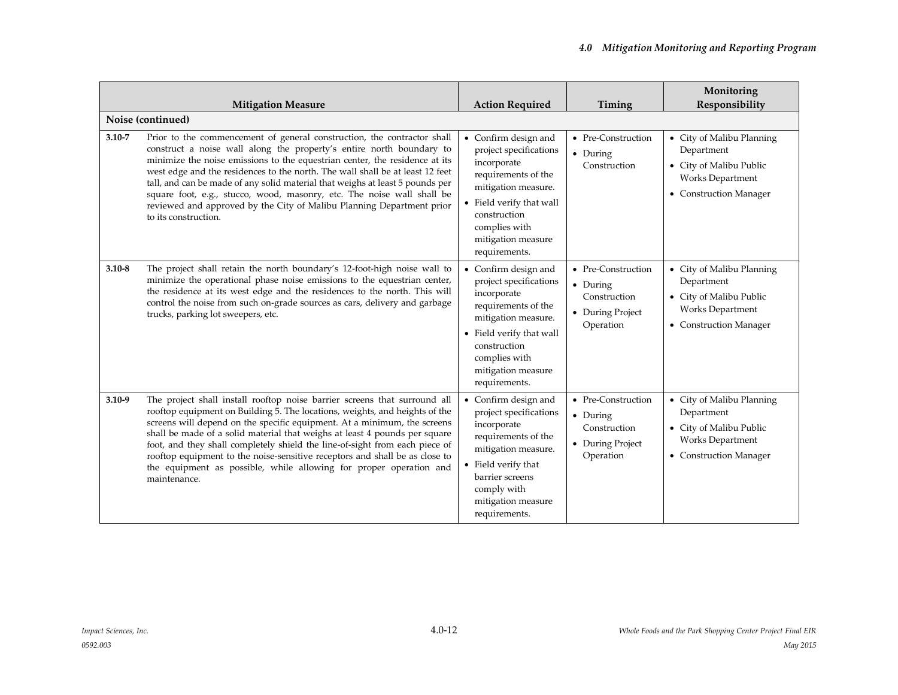| Mitigation Measure | | Action Required | Timing | Monitoring Responsibility |
|---|---|---|---|---|
| **Noise (continued)** | | | | |
| **3.10-7** | Prior to the commencement of general construction, the contractor shall construct a noise wall along the property's entire north boundary to minimize the noise emissions to the equestrian center, the residence at its west edge and the residences to the north. The wall shall be at least 12 feet tall, and can be made of any solid material that weighs at least 5 pounds per square foot, e.g., stucco, wood, masonry, etc. The noise wall shall be reviewed and approved by the City of Malibu Planning Department prior to its construction. | • Confirm design and project specifications incorporate requirements of the mitigation measure.<br>• Field verify that wall construction complies with mitigation measure requirements. | • Pre-Construction<br>• During Construction | • City of Malibu Planning Department<br>• City of Malibu Public Works Department<br>• Construction Manager |
| **3.10-8** | The project shall retain the north boundary's 12-foot-high noise wall to minimize the operational phase noise emissions to the equestrian center, the residence at its west edge and the residences to the north. This will control the noise from such on-grade sources as cars, delivery and garbage trucks, parking lot sweepers, etc. | • Confirm design and project specifications incorporate requirements of the mitigation measure.<br>• Field verify that wall construction complies with mitigation measure requirements. | • Pre-Construction<br>• During Construction<br>• During Project Operation | • City of Malibu Planning Department<br>• City of Malibu Public Works Department<br>• Construction Manager |
| **3.10-9** | The project shall install rooftop noise barrier screens that surround all rooftop equipment on Building 5. The locations, weights, and heights of the screens will depend on the specific equipment. At a minimum, the screens shall be made of a solid material that weighs at least 4 pounds per square foot, and they shall completely shield the line-of-sight from each piece of rooftop equipment to the noise-sensitive receptors and shall be as close to the equipment as possible, while allowing for proper operation and maintenance. | • Confirm design and project specifications incorporate requirements of the mitigation measure.<br>• Field verify that barrier screens comply with mitigation measure requirements. | • Pre-Construction<br>• During Construction<br>• During Project Operation | • City of Malibu Planning Department<br>• City of Malibu Public Works Department<br>• Construction Manager |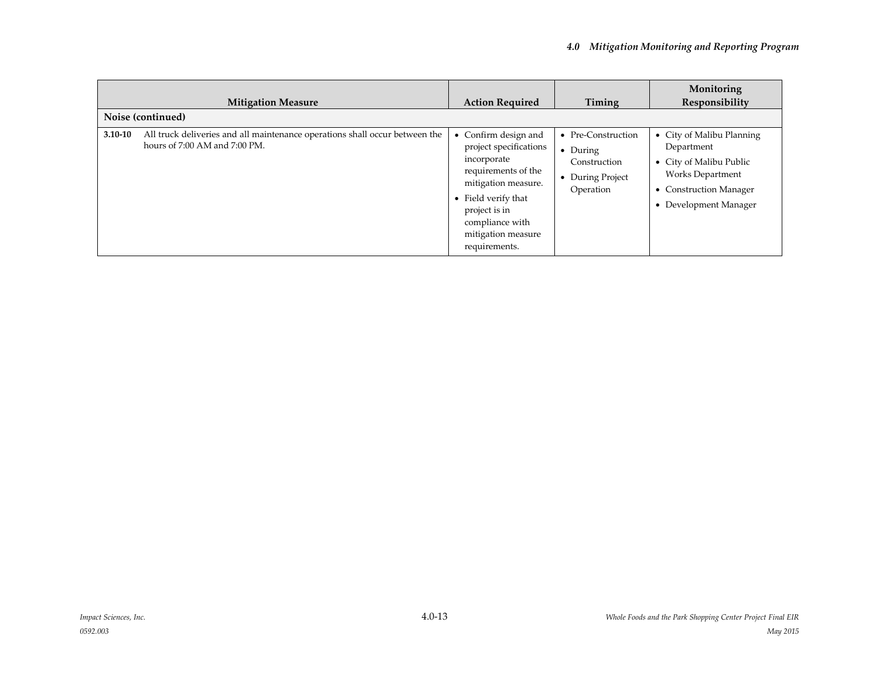| Mitigation Measure | Action Required | Timing | Monitoring Responsibility |
|---|---|---|---|
| **Noise (continued)** | | | |
| **3.10-10** All truck deliveries and all maintenance operations shall occur between the hours of 7:00 AM and 7:00 PM. | • Confirm design and project specifications incorporate requirements of the mitigation measure.<br>• Field verify that project is in compliance with mitigation measure requirements. | • Pre-Construction<br>• During Construction<br>• During Project Operation | • City of Malibu Planning Department<br>• City of Malibu Public Works Department<br>• Construction Manager<br>• Development Manager |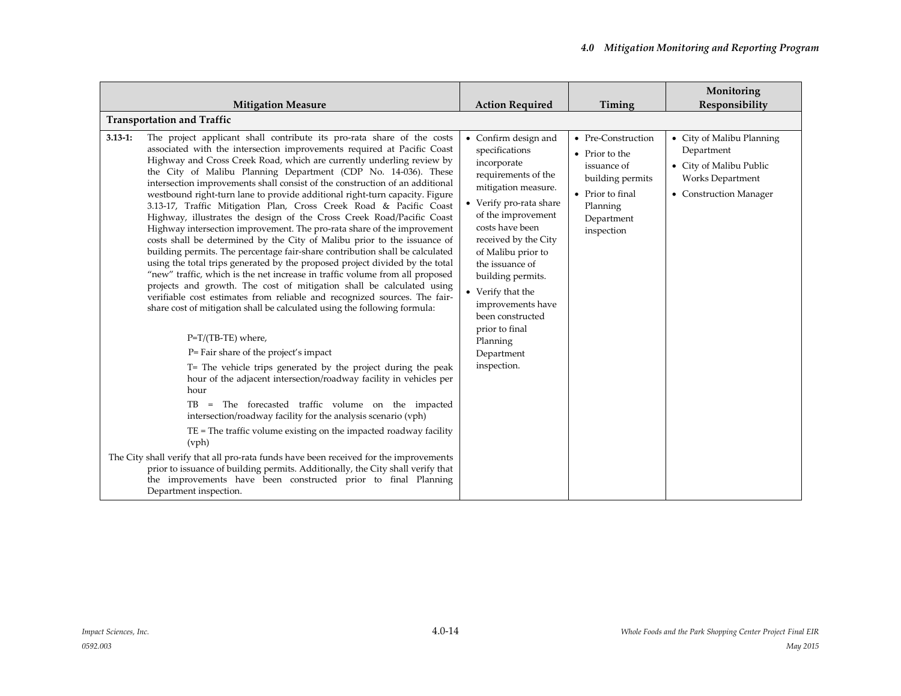| Mitigation Measure | Action Required | Timing | Monitoring Responsibility |
|---|---|---|---|
| **Transportation and Traffic** | | | |
| **3.13-1:** The project applicant shall contribute its pro-rata share of the costs associated with the intersection improvements required at Pacific Coast Highway and Cross Creek Road, which are currently underling review by the City of Malibu Planning Department (CDP No. 14-036). These intersection improvements shall consist of the construction of an additional westbound right-turn lane to provide additional right-turn capacity. Figure 3.13-17, Traffic Mitigation Plan, Cross Creek Road & Pacific Coast Highway, illustrates the design of the Cross Creek Road/Pacific Coast Highway intersection improvement. The pro-rata share of the improvement costs shall be determined by the City of Malibu prior to the issuance of building permits. The percentage fair-share contribution shall be calculated using the total trips generated by the proposed project divided by the total "new" traffic, which is the net increase in traffic volume from all proposed projects and growth. The cost of mitigation shall be calculated using verifiable cost estimates from reliable and recognized sources. The fair-share cost of mitigation shall be calculated using the following formula:<br><br>$P=T/(TB-TE)$ where,<br>P= Fair share of the project's impact<br>T= The vehicle trips generated by the project during the peak hour of the adjacent intersection/roadway facility in vehicles per hour<br>TB = The forecasted traffic volume on the impacted intersection/roadway facility for the analysis scenario (vph)<br>TE = The traffic volume existing on the impacted roadway facility (vph)<br><br>The City shall verify that all pro-rata funds have been received for the improvements prior to issuance of building permits. Additionally, the City shall verify that the improvements have been constructed prior to final Planning Department inspection. | • Confirm design and specifications incorporate requirements of the mitigation measure.<br>• Verify pro-rata share of the improvement costs have been received by the City of Malibu prior to the issuance of building permits.<br>• Verify that the improvements have been constructed prior to final Planning Department inspection. | • Pre-Construction<br>• Prior to the issuance of building permits<br>• Prior to final Planning Department inspection | • City of Malibu Planning Department<br>• City of Malibu Public Works Department<br>• Construction Manager |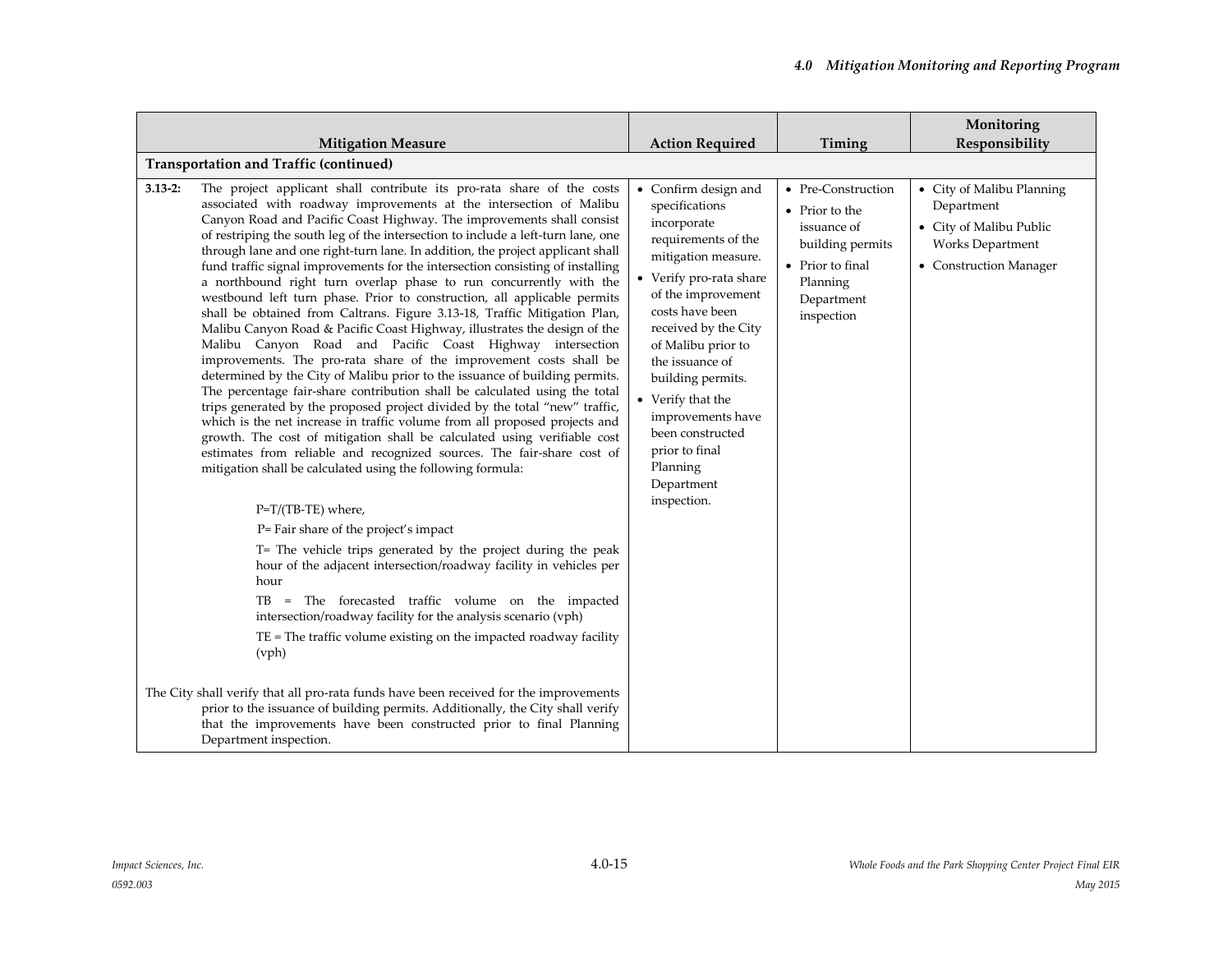| Mitigation Measure | Action Required | Timing | Monitoring Responsibility |
|---|---|---|---|
| **Transportation and Traffic (continued)** | | | |
| **3.13-2:** The project applicant shall contribute its pro-rata share of the costs associated with roadway improvements at the intersection of Malibu Canyon Road and Pacific Coast Highway. The improvements shall consist of restriping the south leg of the intersection to include a left-turn lane, one through lane and one right-turn lane. In addition, the project applicant shall fund traffic signal improvements for the intersection consisting of installing a northbound right turn overlap phase to run concurrently with the westbound left turn phase. Prior to construction, all applicable permits shall be obtained from Caltrans. Figure 3.13-18, Traffic Mitigation Plan, Malibu Canyon Road & Pacific Coast Highway, illustrates the design of the Malibu Canyon Road and Pacific Coast Highway intersection improvements. The pro-rata share of the improvement costs shall be determined by the City of Malibu prior to the issuance of building permits. The percentage fair-share contribution shall be calculated using the total trips generated by the proposed project divided by the total "new" traffic, which is the net increase in traffic volume from all proposed projects and growth. The cost of mitigation shall be calculated using verifiable cost estimates from reliable and recognized sources. The fair-share cost of mitigation shall be calculated using the following formula:<br><br>$P=T/(TB-TE)$ where,<br>P= Fair share of the project's impact<br>T= The vehicle trips generated by the project during the peak hour of the adjacent intersection/roadway facility in vehicles per hour<br>TB = The forecasted traffic volume on the impacted intersection/roadway facility for the analysis scenario (vph)<br>TE = The traffic volume existing on the impacted roadway facility (vph)<br><br>The City shall verify that all pro-rata funds have been received for the improvements prior to the issuance of building permits. Additionally, the City shall verify that the improvements have been constructed prior to final Planning Department inspection. | • Confirm design and specifications incorporate requirements of the mitigation measure.<br>• Verify pro-rata share of the improvement costs have been received by the City of Malibu prior to the issuance of building permits.<br>• Verify that the improvements have been constructed prior to final Planning Department inspection. | • Pre-Construction<br>• Prior to the issuance of building permits<br>• Prior to final Planning Department inspection | • City of Malibu Planning Department<br>• City of Malibu Public Works Department<br>• Construction Manager |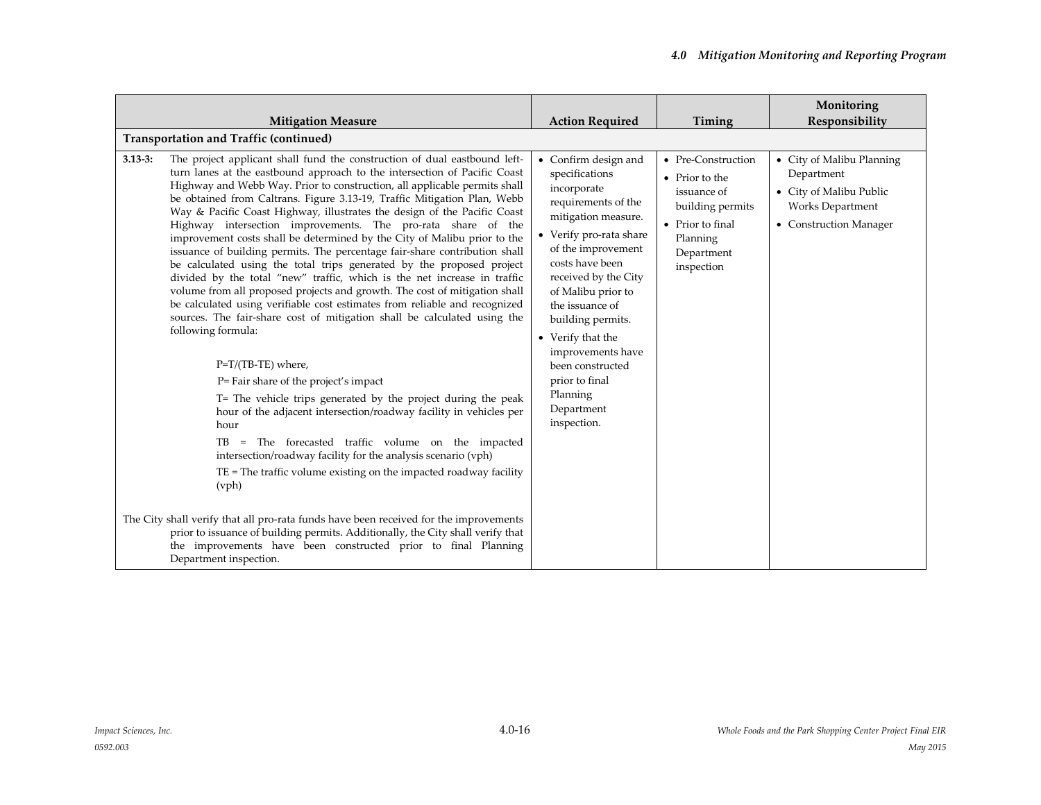| Mitigation Measure | Action Required | Timing | Monitoring Responsibility |
|---|---|---|---|
| **Transportation and Traffic (continued)** | | | |
| **3.13-3:** The project applicant shall fund the construction of dual eastbound left-turn lanes at the eastbound approach to the intersection of Pacific Coast Highway and Webb Way. Prior to construction, all applicable permits shall be obtained from Caltrans. Figure 3.13-19, Traffic Mitigation Plan, Webb Way & Pacific Coast Highway, illustrates the design of the Pacific Coast Highway intersection improvements. The pro-rata share of the improvement costs shall be determined by the City of Malibu prior to the issuance of building permits. The percentage fair-share contribution shall be calculated using the total trips generated by the proposed project divided by the total "new" traffic, which is the net increase in traffic volume from all proposed projects and growth. The cost of mitigation shall be calculated using verifiable cost estimates from reliable and recognized sources. The fair-share cost of mitigation shall be calculated using the following formula:<br><br>$P=T/(TB-TE)$ where,<br>P= Fair share of the project's impact<br>T= The vehicle trips generated by the project during the peak hour of the adjacent intersection/roadway facility in vehicles per hour<br>TB = The forecasted traffic volume on the impacted intersection/roadway facility for the analysis scenario (vph)<br>TE = The traffic volume existing on the impacted roadway facility (vph)<br><br>The City shall verify that all pro-rata funds have been received for the improvements prior to issuance of building permits. Additionally, the City shall verify that the improvements have been constructed prior to final Planning Department inspection. | • Confirm design and specifications incorporate requirements of the mitigation measure.<br>• Verify pro-rata share of the improvement costs have been received by the City of Malibu prior to the issuance of building permits.<br>• Verify that the improvements have been constructed prior to final Planning Department inspection. | • Pre-Construction<br>• Prior to the issuance of building permits<br>• Prior to final Planning Department inspection | • City of Malibu Planning Department<br>• City of Malibu Public Works Department<br>• Construction Manager |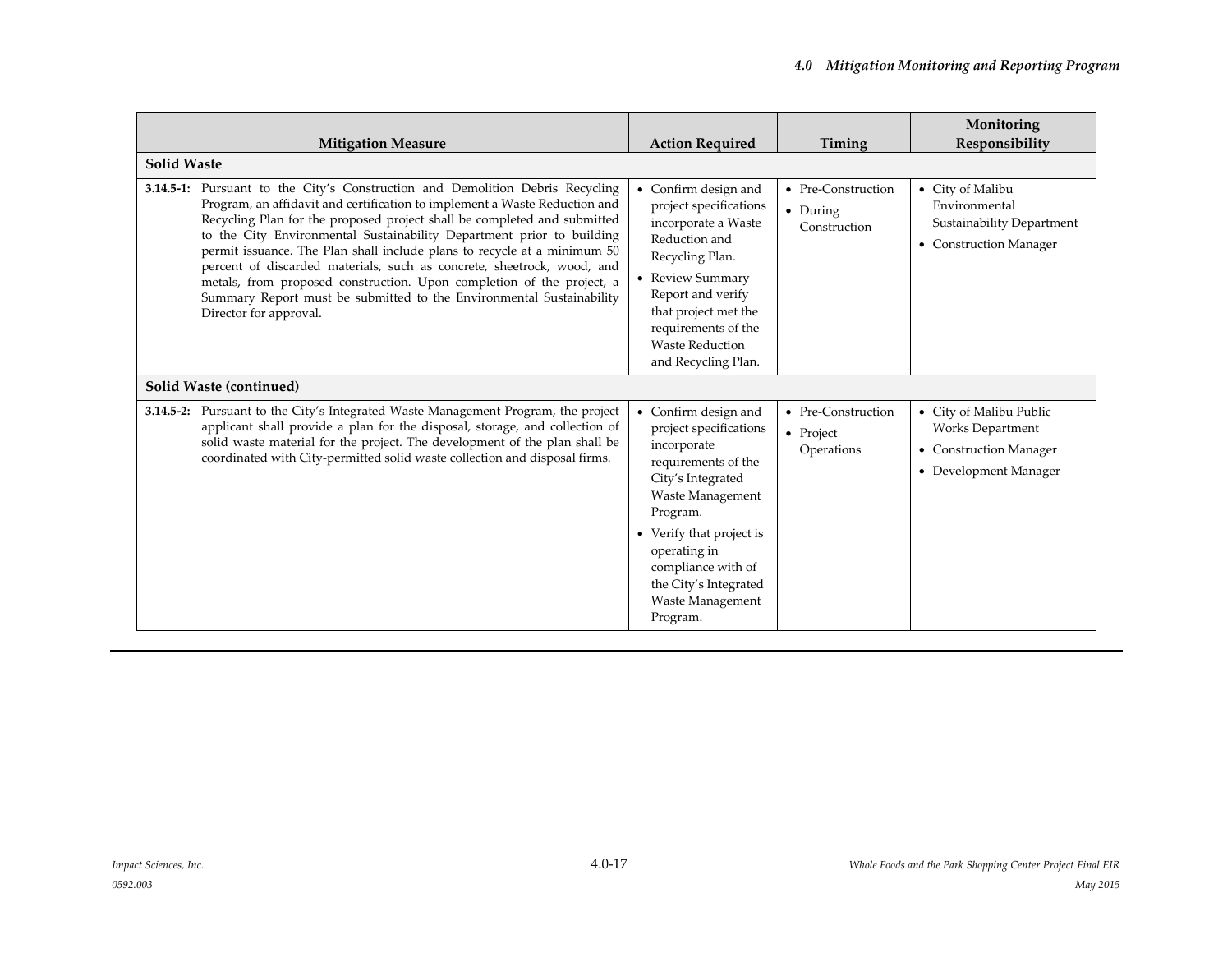| Mitigation Measure | Action Required | Timing | Monitoring Responsibility |
|---|---|---|---|
| **Solid Waste** | | | |
| **3.14.5-1:** Pursuant to the City's Construction and Demolition Debris Recycling Program, an affidavit and certification to implement a Waste Reduction and Recycling Plan for the proposed project shall be completed and submitted to the City Environmental Sustainability Department prior to building permit issuance. The Plan shall include plans to recycle at a minimum 50 percent of discarded materials, such as concrete, sheetrock, wood, and metals, from proposed construction. Upon completion of the project, a Summary Report must be submitted to the Environmental Sustainability Director for approval. | • Confirm design and project specifications incorporate a Waste Reduction and Recycling Plan.<br>• Review Summary Report and verify that project met the requirements of the Waste Reduction and Recycling Plan. | • Pre-Construction<br>• During Construction | • City of Malibu Environmental Sustainability Department<br>• Construction Manager |
| **Solid Waste (continued)** | | | |
| **3.14.5-2:** Pursuant to the City's Integrated Waste Management Program, the project applicant shall provide a plan for the disposal, storage, and collection of solid waste material for the project. The development of the plan shall be coordinated with City-permitted solid waste collection and disposal firms. | • Confirm design and project specifications incorporate requirements of the City's Integrated Waste Management Program.<br>• Verify that project is operating in compliance with of the City's Integrated Waste Management Program. | • Pre-Construction<br>• Project Operations | • City of Malibu Public Works Department<br>• Construction Manager<br>• Development Manager |